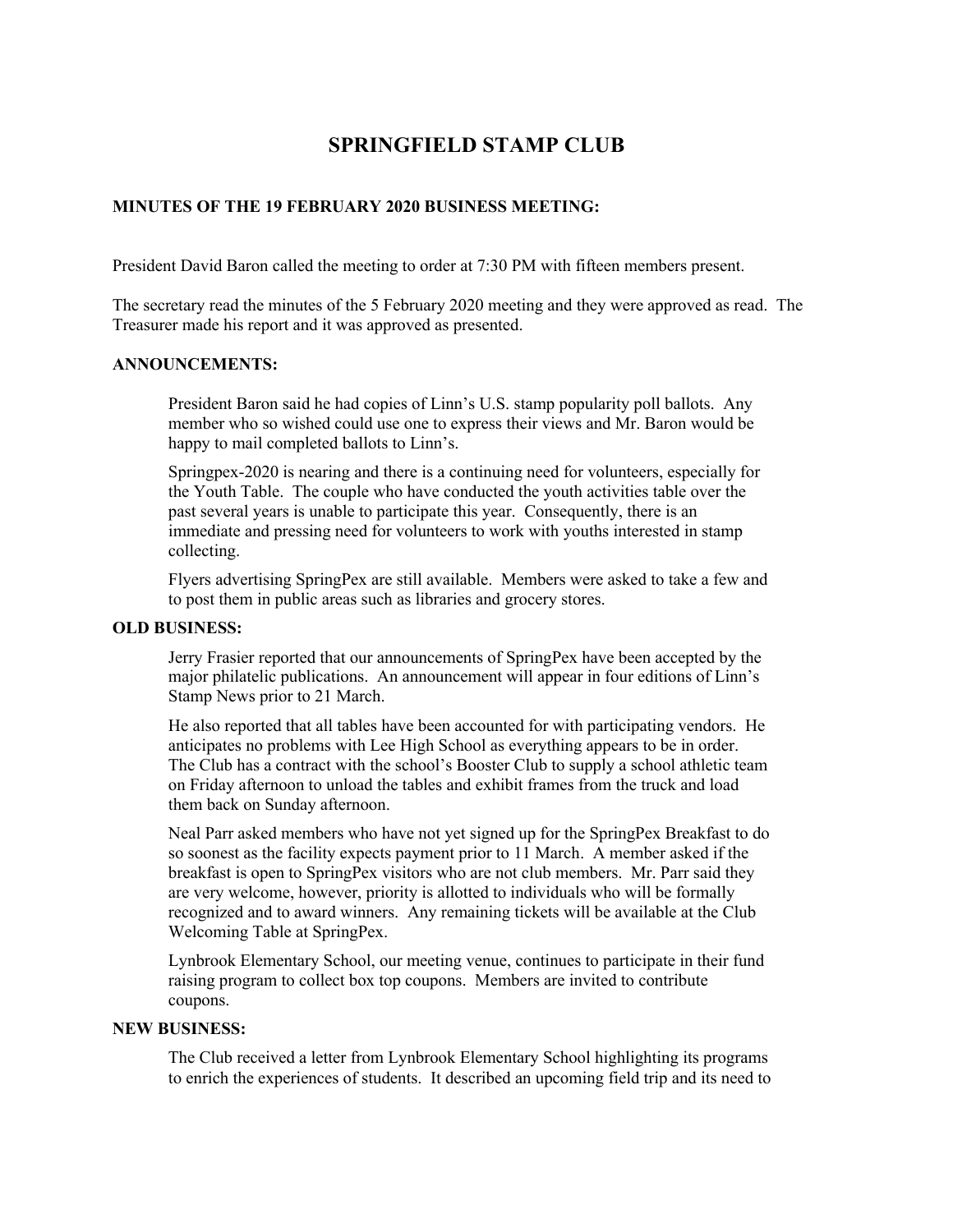# SPRINGFIELD STAMP CLUB

**MINUTES OF THE 19 FEBRUARY 2020 BUSINESS MEETING:**

President David Baron called the meeting to order at 7:30 PM with fifteen members present.

The secretary read the minutes of the 5 February 2020 meeting and they were approved as read. The Treasurer made his report and it was approved as presented.

**ANNOUNCEMENTS:**

President Baron said he had copies of Linn's U.S. stamp popularity poll ballots. Any member who so wished could use one to express their views and Mr. Baron would be happy to mail completed ballots to Linn's.

Springpex-2020 is nearing and there is a continuing need for volunteers, especially for the Youth Table. The couple who have conducted the youth activities table over the past several years is unable to participate this year. Consequently, there is an immediate and pressing need for volunteers to work with youths interested in stamp collecting.

Flyers advertising SpringPex are still available. Members were asked to take a few and to post them in public areas such as libraries and grocery stores.

**OLD BUSINESS:**

Jerry Frasier reported that our announcements of SpringPex have been accepted by the major philatelic publications. An announcement will appear in four editions of Linn's Stamp News prior to 21 March.

He also reported that all tables have been accounted for with participating vendors. He anticipates no problems with Lee High School as everything appears to be in order. The Club has a contract with the school's Booster Club to supply a school athletic team on Friday afternoon to unload the tables and exhibit frames from the truck and load them back on Sunday afternoon.

Neal Parr asked members who have not yet signed up for the SpringPex Breakfast to do so soonest as the facility expects payment prior to 11 March. A member asked if the breakfast is open to SpringPex visitors who are not club members. Mr. Parr said they are very welcome, however, priority is allotted to individuals who will be formally recognized and to award winners. Any remaining tickets will be available at the Club Welcoming Table at SpringPex.

Lynbrook Elementary School, our meeting venue, continues to participate in their fund raising program to collect box top coupons. Members are invited to contribute coupons.

**NEW BUSINESS:**

The Club received a letter from Lynbrook Elementary School highlighting its programs to enrich the experiences of students. It described an upcoming field trip and its need to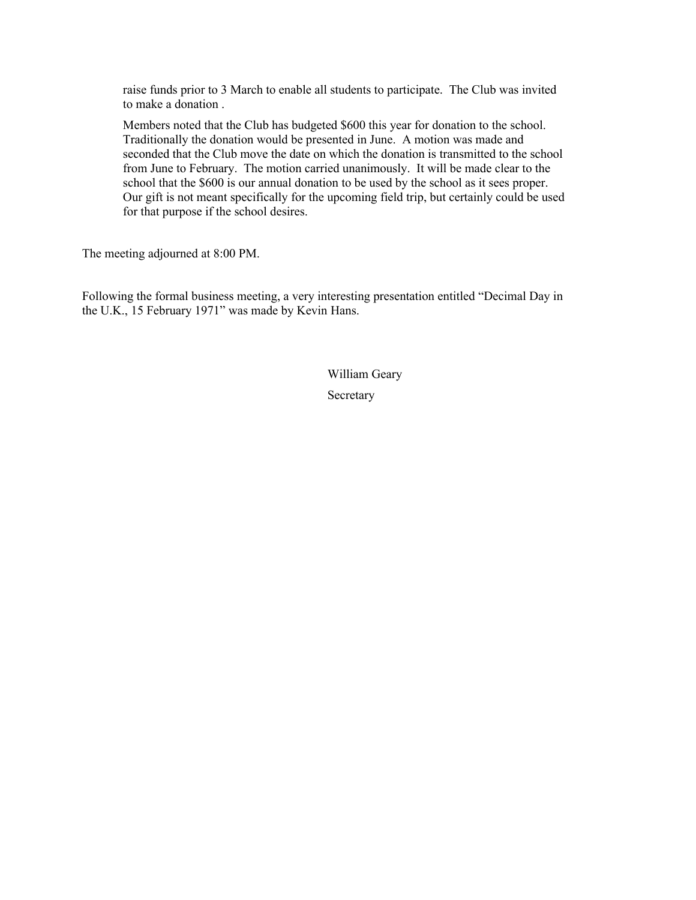raise funds prior to 3 March to enable all students to participate. The Club was invited to make a donation .

Members noted that the Club has budgeted $600 this year for donation to the school. Traditionally the donation would be presented in June. A motion was made and seconded that the Club move the date on which the donation is transmitted to the school from June to February. The motion carried unanimously. It will be made clear to the school that the $600 is our annual donation to be used by the school as it sees proper. Our gift is not meant specifically for the upcoming field trip, but certainly could be used for that purpose if the school desires.

The meeting adjourned at 8:00 PM.

Following the formal business meeting, a very interesting presentation entitled "Decimal Day in the U.K., 15 February 1971" was made by Kevin Hans.

William Geary

Secretary